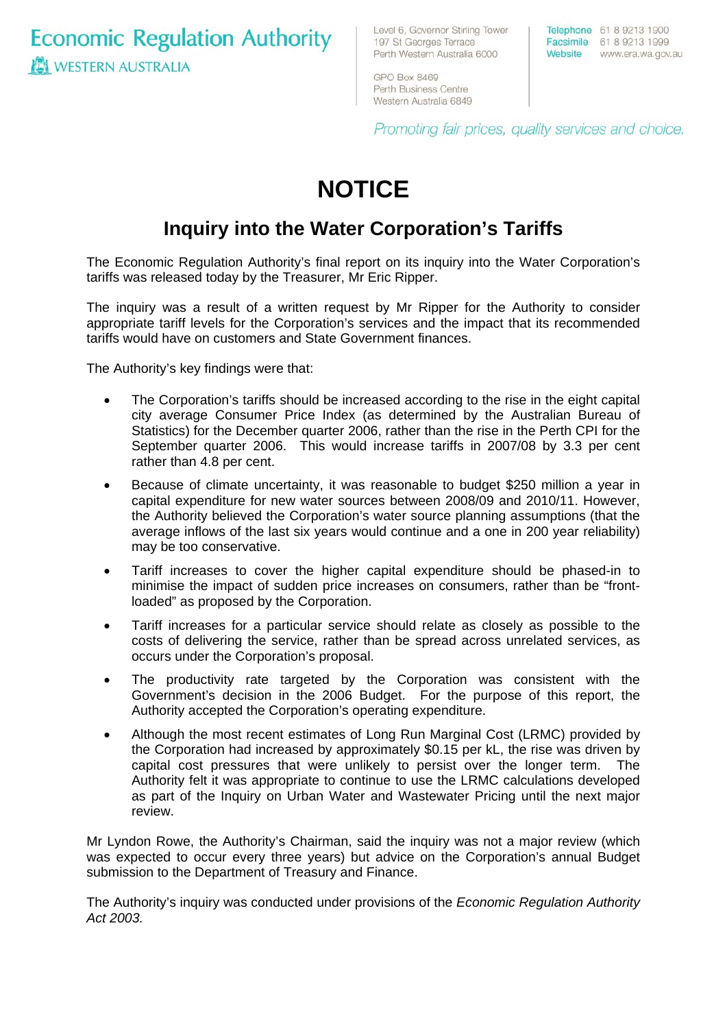Economic Regulation Authority
WESTERN AUSTRALIA

Level 6, Governor Stirling Tower
197 St Georges Terrace
Perth Western Australia 6000

GPO Box 8469
Perth Business Centre
Western Australia 6849

Telephone 61 8 9213 1900
Facsimile 61 8 9213 1999
Website www.era.wa.gov.au

*Promoting fair prices, quality services and choice.*

# NOTICE

## Inquiry into the Water Corporation's Tariffs

The Economic Regulation Authority's final report on its inquiry into the Water Corporation's tariffs was released today by the Treasurer, Mr Eric Ripper.

The inquiry was a result of a written request by Mr Ripper for the Authority to consider appropriate tariff levels for the Corporation's services and the impact that its recommended tariffs would have on customers and State Government finances.

The Authority's key findings were that:

- The Corporation's tariffs should be increased according to the rise in the eight capital city average Consumer Price Index (as determined by the Australian Bureau of Statistics) for the December quarter 2006, rather than the rise in the Perth CPI for the September quarter 2006. This would increase tariffs in 2007/08 by 3.3 per cent rather than 4.8 per cent.
- Because of climate uncertainty, it was reasonable to budget $250 million a year in capital expenditure for new water sources between 2008/09 and 2010/11. However, the Authority believed the Corporation's water source planning assumptions (that the average inflows of the last six years would continue and a one in 200 year reliability) may be too conservative.
- Tariff increases to cover the higher capital expenditure should be phased-in to minimise the impact of sudden price increases on consumers, rather than be "front-loaded" as proposed by the Corporation.
- Tariff increases for a particular service should relate as closely as possible to the costs of delivering the service, rather than be spread across unrelated services, as occurs under the Corporation's proposal.
- The productivity rate targeted by the Corporation was consistent with the Government's decision in the 2006 Budget. For the purpose of this report, the Authority accepted the Corporation's operating expenditure.
- Although the most recent estimates of Long Run Marginal Cost (LRMC) provided by the Corporation had increased by approximately $0.15 per kL, the rise was driven by capital cost pressures that were unlikely to persist over the longer term. The Authority felt it was appropriate to continue to use the LRMC calculations developed as part of the Inquiry on Urban Water and Wastewater Pricing until the next major review.

Mr Lyndon Rowe, the Authority's Chairman, said the inquiry was not a major review (which was expected to occur every three years) but advice on the Corporation's annual Budget submission to the Department of Treasury and Finance.

The Authority's inquiry was conducted under provisions of the *Economic Regulation Authority Act 2003.*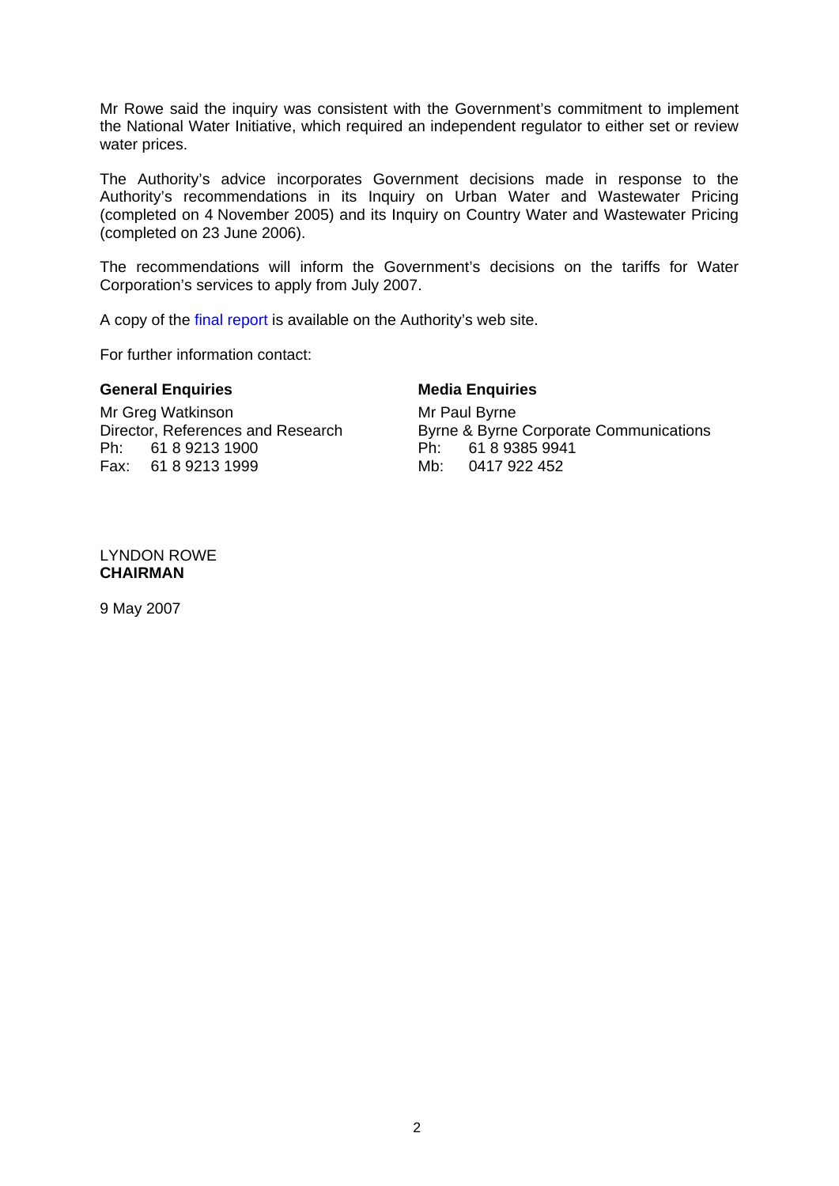Mr Rowe said the inquiry was consistent with the Government's commitment to implement the National Water Initiative, which required an independent regulator to either set or review water prices.

The Authority's advice incorporates Government decisions made in response to the Authority's recommendations in its Inquiry on Urban Water and Wastewater Pricing (completed on 4 November 2005) and its Inquiry on Country Water and Wastewater Pricing (completed on 23 June 2006).

The recommendations will inform the Government's decisions on the tariffs for Water Corporation's services to apply from July 2007.

A copy of the final report is available on the Authority's web site.

For further information contact:

**General Enquiries**

Mr Greg Watkinson
Director, References and Research
Ph: 61 8 9213 1900
Fax: 61 8 9213 1999

**Media Enquiries**

Mr Paul Byrne
Byrne & Byrne Corporate Communications
Ph: 61 8 9385 9941
Mb: 0417 922 452

LYNDON ROWE
**CHAIRMAN**

9 May 2007